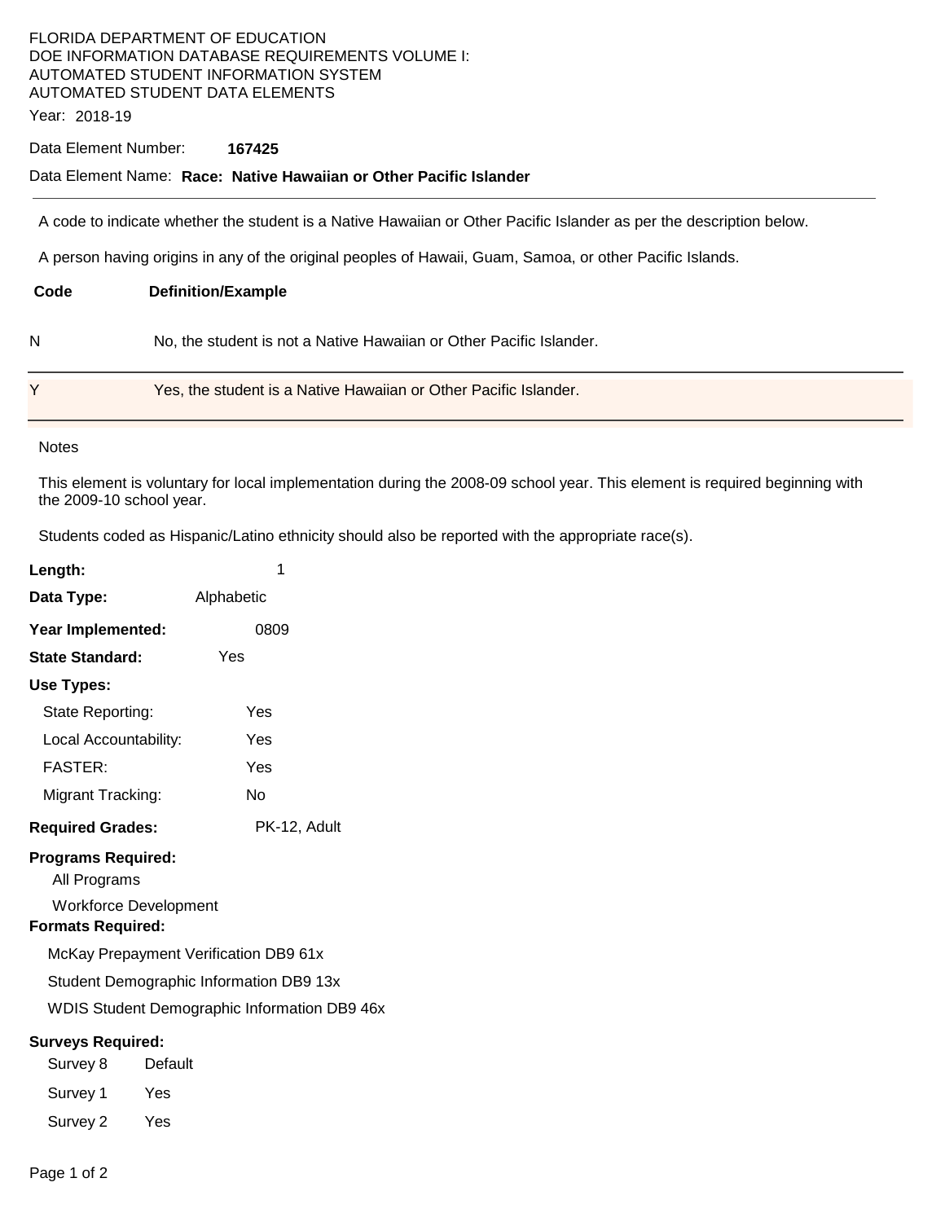FLORIDA DEPARTMENT OF EDUCATION
DOE INFORMATION DATABASE REQUIREMENTS VOLUME I:
AUTOMATED STUDENT INFORMATION SYSTEM
AUTOMATED STUDENT DATA ELEMENTS

Year: 2018-19

Data Element Number: **167425**

Data Element Name: **Race: Native Hawaiian or Other Pacific Islander**

---

A code to indicate whether the student is a Native Hawaiian or Other Pacific Islander as per the description below.

A person having origins in any of the original peoples of Hawaii, Guam, Samoa, or other Pacific Islands.

| Code | Definition/Example |
|---|---|
| N | No, the student is not a Native Hawaiian or Other Pacific Islander. |
| Y | Yes, the student is a Native Hawaiian or Other Pacific Islander. |

Notes

This element is voluntary for local implementation during the 2008-09 school year. This element is required beginning with the 2009-10 school year.

Students coded as Hispanic/Latino ethnicity should also be reported with the appropriate race(s).

**Length:** 1

**Data Type:** Alphabetic

**Year Implemented:** 0809

**State Standard:** Yes

**Use Types:**

- State Reporting: Yes
- Local Accountability: Yes
- FASTER: Yes
- Migrant Tracking: No

**Required Grades:** PK-12, Adult

**Programs Required:**

- All Programs
- Workforce Development

**Formats Required:**

- McKay Prepayment Verification DB9 61x
- Student Demographic Information DB9 13x
- WDIS Student Demographic Information DB9 46x

**Surveys Required:**

- Survey 8 Default
- Survey 1 Yes
- Survey 2 Yes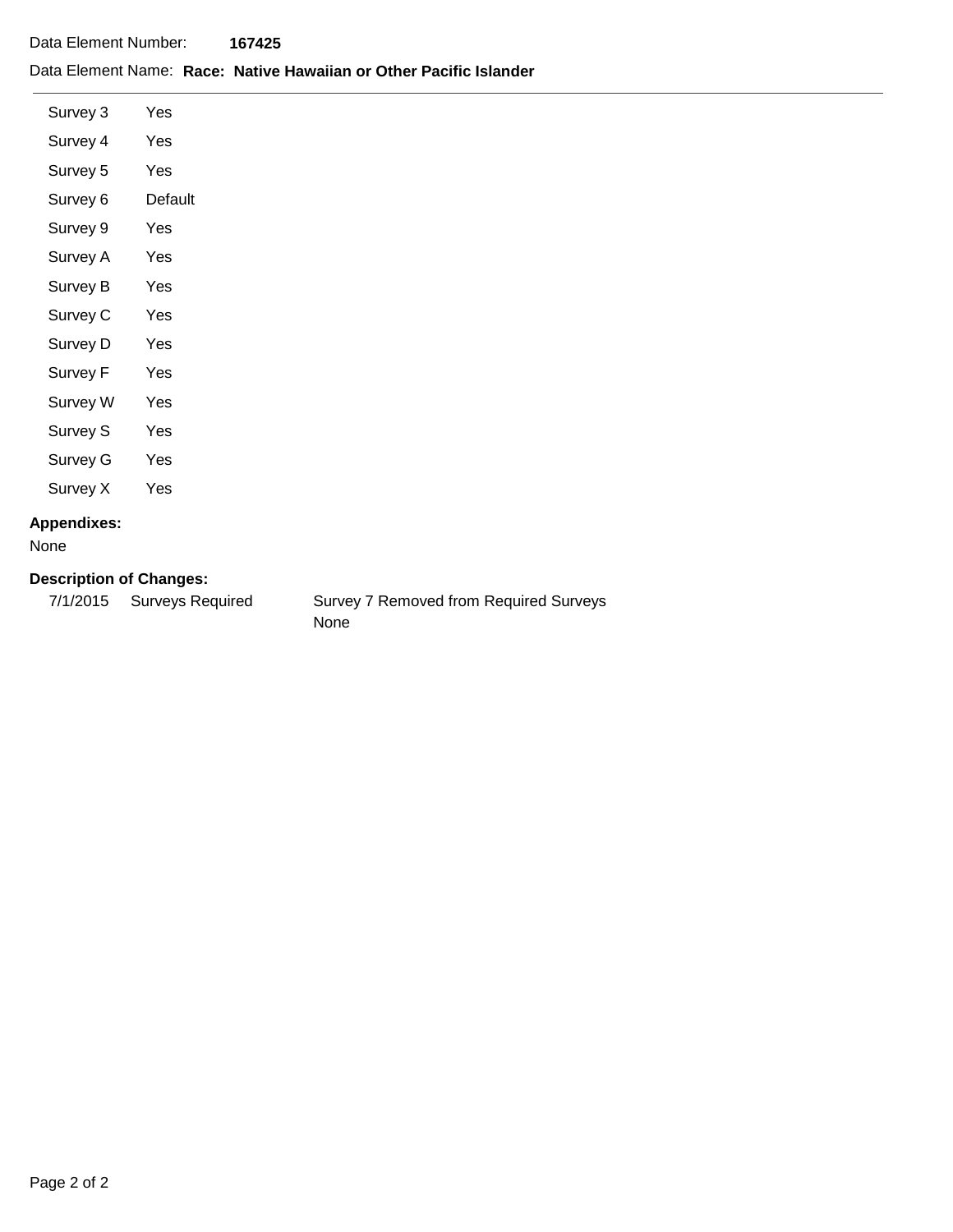Data Element Number: **167425**

Data Element Name: **Race: Native Hawaiian or Other Pacific Islander**

| | |
|---|---|
| Survey 3 | Yes |
| Survey 4 | Yes |
| Survey 5 | Yes |
| Survey 6 | Default |
| Survey 9 | Yes |
| Survey A | Yes |
| Survey B | Yes |
| Survey C | Yes |
| Survey D | Yes |
| Survey F | Yes |
| Survey W | Yes |
| Survey S | Yes |
| Survey G | Yes |
| Survey X | Yes |

**Appendixes:**

None

**Description of Changes:**

| | | |
|---|---|---|
| 7/1/2015 | Surveys Required | Survey 7 Removed from Required Surveys<br>None |